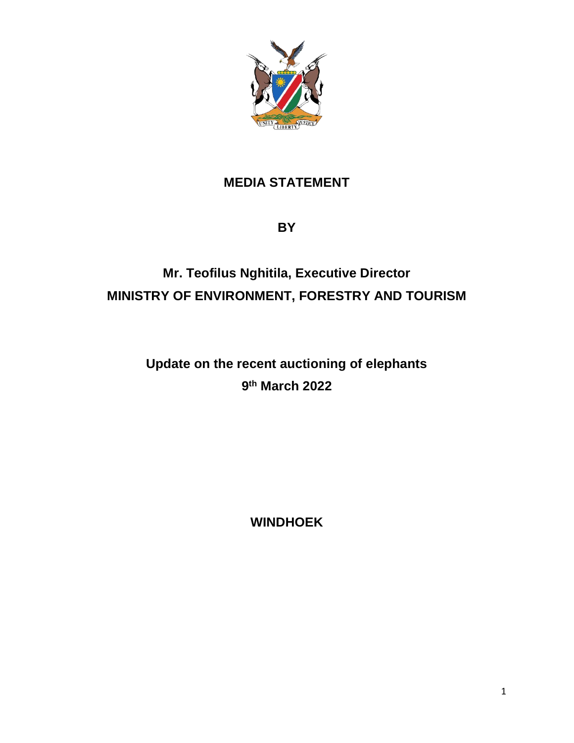# MEDIA STATEMENT

**BY**

**Mr. Teofilus Nghitila, Executive Director**
**MINISTRY OF ENVIRONMENT, FORESTRY AND TOURISM**

## Update on the recent auctioning of elephants

**9th March 2022**

**WINDHOEK**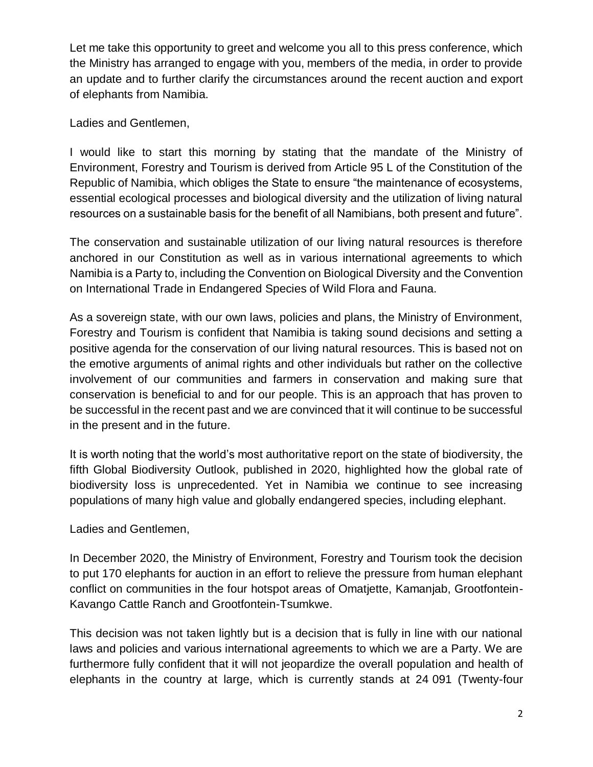Let me take this opportunity to greet and welcome you all to this press conference, which the Ministry has arranged to engage with you, members of the media, in order to provide an update and to further clarify the circumstances around the recent auction and export of elephants from Namibia.

Ladies and Gentlemen,

I would like to start this morning by stating that the mandate of the Ministry of Environment, Forestry and Tourism is derived from Article 95 L of the Constitution of the Republic of Namibia, which obliges the State to ensure "the maintenance of ecosystems, essential ecological processes and biological diversity and the utilization of living natural resources on a sustainable basis for the benefit of all Namibians, both present and future".

The conservation and sustainable utilization of our living natural resources is therefore anchored in our Constitution as well as in various international agreements to which Namibia is a Party to, including the Convention on Biological Diversity and the Convention on International Trade in Endangered Species of Wild Flora and Fauna.

As a sovereign state, with our own laws, policies and plans, the Ministry of Environment, Forestry and Tourism is confident that Namibia is taking sound decisions and setting a positive agenda for the conservation of our living natural resources. This is based not on the emotive arguments of animal rights and other individuals but rather on the collective involvement of our communities and farmers in conservation and making sure that conservation is beneficial to and for our people. This is an approach that has proven to be successful in the recent past and we are convinced that it will continue to be successful in the present and in the future.

It is worth noting that the world's most authoritative report on the state of biodiversity, the fifth Global Biodiversity Outlook, published in 2020, highlighted how the global rate of biodiversity loss is unprecedented. Yet in Namibia we continue to see increasing populations of many high value and globally endangered species, including elephant.

Ladies and Gentlemen,

In December 2020, the Ministry of Environment, Forestry and Tourism took the decision to put 170 elephants for auction in an effort to relieve the pressure from human elephant conflict on communities in the four hotspot areas of Omatjette, Kamanjab, Grootfontein-Kavango Cattle Ranch and Grootfontein-Tsumkwe.

This decision was not taken lightly but is a decision that is fully in line with our national laws and policies and various international agreements to which we are a Party. We are furthermore fully confident that it will not jeopardize the overall population and health of elephants in the country at large, which is currently stands at 24 091 (Twenty-four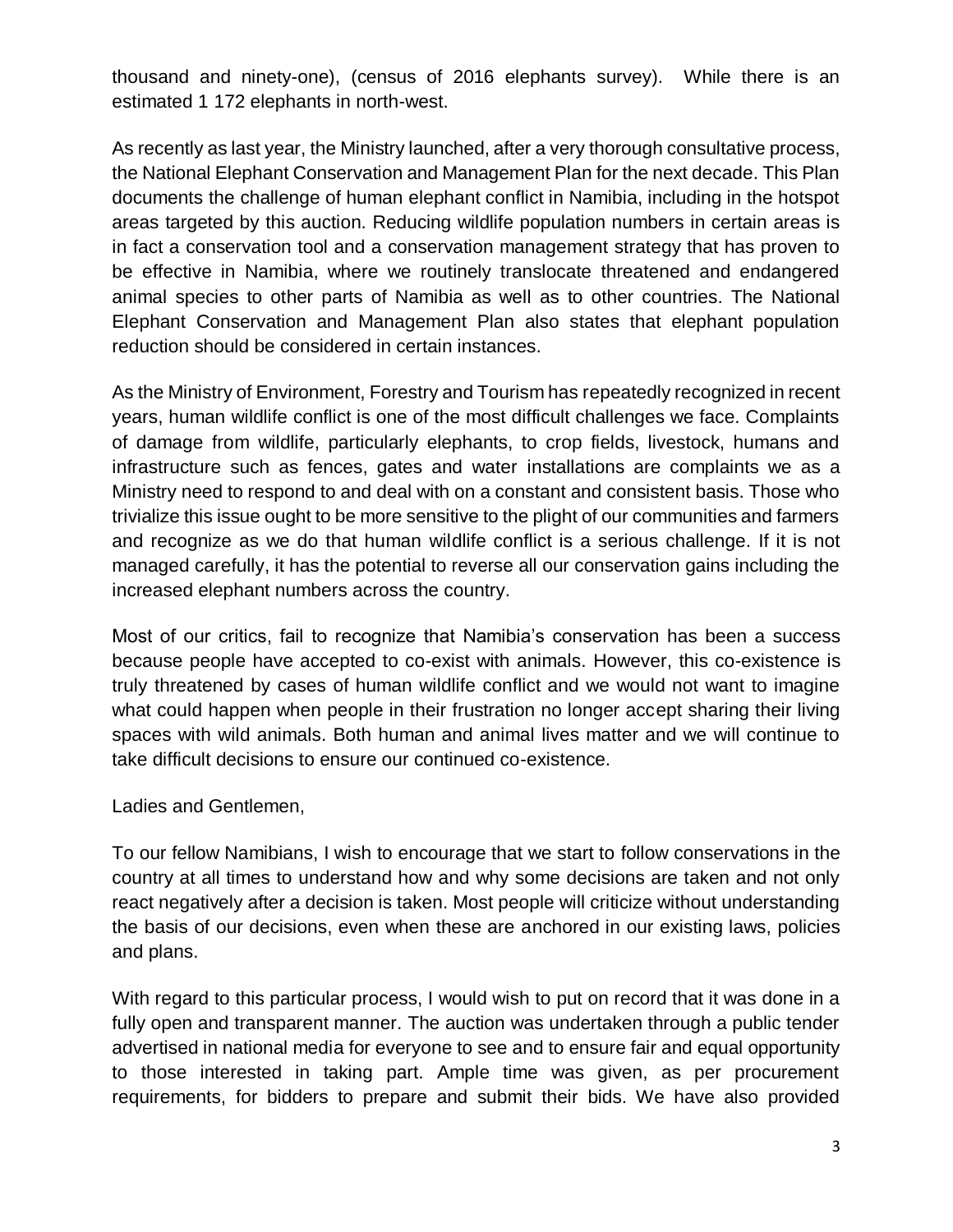thousand and ninety-one), (census of 2016 elephants survey). While there is an estimated 1 172 elephants in north-west.

As recently as last year, the Ministry launched, after a very thorough consultative process, the National Elephant Conservation and Management Plan for the next decade. This Plan documents the challenge of human elephant conflict in Namibia, including in the hotspot areas targeted by this auction. Reducing wildlife population numbers in certain areas is in fact a conservation tool and a conservation management strategy that has proven to be effective in Namibia, where we routinely translocate threatened and endangered animal species to other parts of Namibia as well as to other countries. The National Elephant Conservation and Management Plan also states that elephant population reduction should be considered in certain instances.

As the Ministry of Environment, Forestry and Tourism has repeatedly recognized in recent years, human wildlife conflict is one of the most difficult challenges we face. Complaints of damage from wildlife, particularly elephants, to crop fields, livestock, humans and infrastructure such as fences, gates and water installations are complaints we as a Ministry need to respond to and deal with on a constant and consistent basis. Those who trivialize this issue ought to be more sensitive to the plight of our communities and farmers and recognize as we do that human wildlife conflict is a serious challenge. If it is not managed carefully, it has the potential to reverse all our conservation gains including the increased elephant numbers across the country.

Most of our critics, fail to recognize that Namibia's conservation has been a success because people have accepted to co-exist with animals. However, this co-existence is truly threatened by cases of human wildlife conflict and we would not want to imagine what could happen when people in their frustration no longer accept sharing their living spaces with wild animals. Both human and animal lives matter and we will continue to take difficult decisions to ensure our continued co-existence.

Ladies and Gentlemen,

To our fellow Namibians, I wish to encourage that we start to follow conservations in the country at all times to understand how and why some decisions are taken and not only react negatively after a decision is taken. Most people will criticize without understanding the basis of our decisions, even when these are anchored in our existing laws, policies and plans.

With regard to this particular process, I would wish to put on record that it was done in a fully open and transparent manner. The auction was undertaken through a public tender advertised in national media for everyone to see and to ensure fair and equal opportunity to those interested in taking part. Ample time was given, as per procurement requirements, for bidders to prepare and submit their bids. We have also provided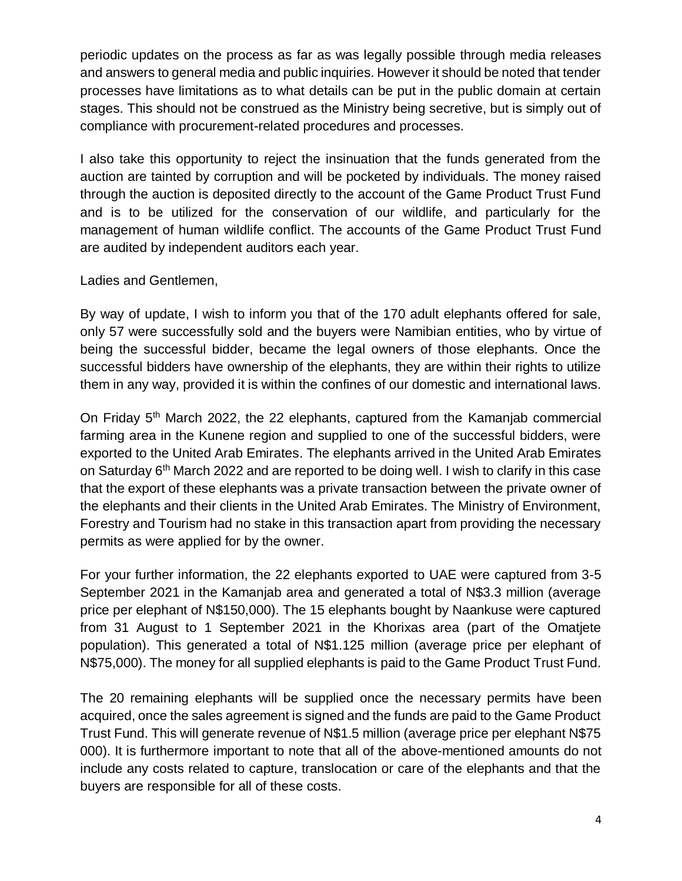periodic updates on the process as far as was legally possible through media releases and answers to general media and public inquiries. However it should be noted that tender processes have limitations as to what details can be put in the public domain at certain stages. This should not be construed as the Ministry being secretive, but is simply out of compliance with procurement-related procedures and processes.

I also take this opportunity to reject the insinuation that the funds generated from the auction are tainted by corruption and will be pocketed by individuals. The money raised through the auction is deposited directly to the account of the Game Product Trust Fund and is to be utilized for the conservation of our wildlife, and particularly for the management of human wildlife conflict. The accounts of the Game Product Trust Fund are audited by independent auditors each year.

Ladies and Gentlemen,

By way of update, I wish to inform you that of the 170 adult elephants offered for sale, only 57 were successfully sold and the buyers were Namibian entities, who by virtue of being the successful bidder, became the legal owners of those elephants. Once the successful bidders have ownership of the elephants, they are within their rights to utilize them in any way, provided it is within the confines of our domestic and international laws.

On Friday 5th March 2022, the 22 elephants, captured from the Kamanjab commercial farming area in the Kunene region and supplied to one of the successful bidders, were exported to the United Arab Emirates. The elephants arrived in the United Arab Emirates on Saturday 6th March 2022 and are reported to be doing well. I wish to clarify in this case that the export of these elephants was a private transaction between the private owner of the elephants and their clients in the United Arab Emirates. The Ministry of Environment, Forestry and Tourism had no stake in this transaction apart from providing the necessary permits as were applied for by the owner.

For your further information, the 22 elephants exported to UAE were captured from 3-5 September 2021 in the Kamanjab area and generated a total of N$3.3 million (average price per elephant of N$150,000). The 15 elephants bought by Naankuse were captured from 31 August to 1 September 2021 in the Khorixas area (part of the Omatjete population). This generated a total of N$1.125 million (average price per elephant of N$75,000). The money for all supplied elephants is paid to the Game Product Trust Fund.

The 20 remaining elephants will be supplied once the necessary permits have been acquired, once the sales agreement is signed and the funds are paid to the Game Product Trust Fund. This will generate revenue of N$1.5 million (average price per elephant N$75 000). It is furthermore important to note that all of the above-mentioned amounts do not include any costs related to capture, translocation or care of the elephants and that the buyers are responsible for all of these costs.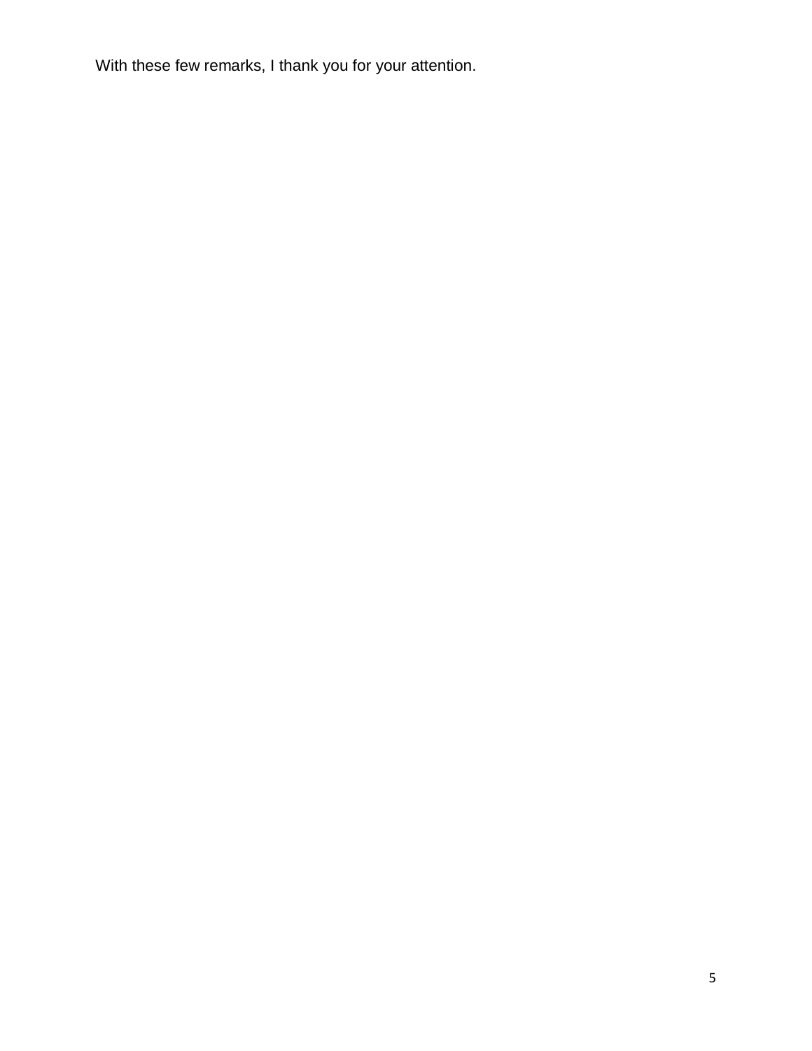With these few remarks, I thank you for your attention.